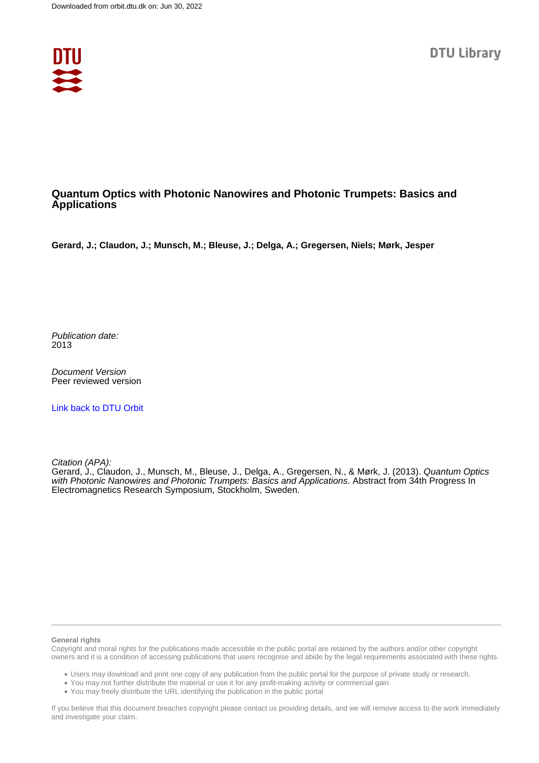Downloaded from orbit.dtu.dk on: Jun 30, 2022

DTU Library

# Quantum Optics with Photonic Nanowires and Photonic Trumpets: Basics and Applications

**Gerard, J.; Claudon, J.; Munsch, M.; Bleuse, J.; Delga, A.; Gregersen, Niels; Mørk, Jesper**

*Publication date:*
2013

*Document Version*
Peer reviewed version

[Link back to DTU Orbit]

*Citation (APA):*
Gerard, J., Claudon, J., Munsch, M., Bleuse, J., Delga, A., Gregersen, N., & Mørk, J. (2013). *Quantum Optics with Photonic Nanowires and Photonic Trumpets: Basics and Applications*. Abstract from 34th Progress In Electromagnetics Research Symposium, Stockholm, Sweden.

**General rights**

Copyright and moral rights for the publications made accessible in the public portal are retained by the authors and/or other copyright owners and it is a condition of accessing publications that users recognise and abide by the legal requirements associated with these rights.

- Users may download and print one copy of any publication from the public portal for the purpose of private study or research.
- You may not further distribute the material or use it for any profit-making activity or commercial gain
- You may freely distribute the URL identifying the publication in the public portal

If you believe that this document breaches copyright please contact us providing details, and we will remove access to the work immediately and investigate your claim.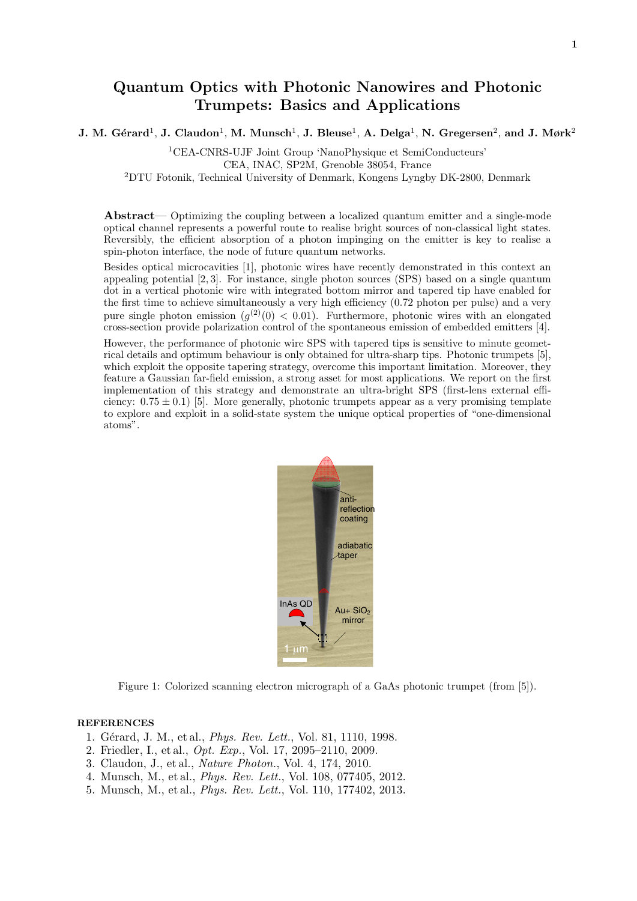# Quantum Optics with Photonic Nanowires and Photonic Trumpets: Basics and Applications

**J. M. Gérard**[1], **J. Claudon**[1], **M. Munsch**[1], **J. Bleuse**[1], **A. Delga**[1], **N. Gregersen**[2], **and J. Mørk**[2]

[1]CEA-CNRS-UJF Joint Group 'NanoPhysique et SemiConducteurs'
CEA, INAC, SP2M, Grenoble 38054, France
[2]DTU Fotonik, Technical University of Denmark, Kongens Lyngby DK-2800, Denmark

**Abstract**— Optimizing the coupling between a localized quantum emitter and a single-mode optical channel represents a powerful route to realise bright sources of non-classical light states. Reversibly, the efficient absorption of a photon impinging on the emitter is key to realise a spin-photon interface, the node of future quantum networks.

Besides optical microcavities [1], photonic wires have recently demonstrated in this context an appealing potential [2, 3]. For instance, single photon sources (SPS) based on a single quantum dot in a vertical photonic wire with integrated bottom mirror and tapered tip have enabled for the first time to achieve simultaneously a very high efficiency (0.72 photon per pulse) and a very pure single photon emission ($g^{(2)}(0) < 0.01$). Furthermore, photonic wires with an elongated cross-section provide polarization control of the spontaneous emission of embedded emitters [4].

However, the performance of photonic wire SPS with tapered tips is sensitive to minute geometrical details and optimum behaviour is only obtained for ultra-sharp tips. Photonic trumpets [5], which exploit the opposite tapering strategy, overcome this important limitation. Moreover, they feature a Gaussian far-field emission, a strong asset for most applications. We report on the first implementation of this strategy and demonstrate an ultra-bright SPS (first-lens external efficiency: $0.75 \pm 0.1$) [5]. More generally, photonic trumpets appear as a very promising template to explore and exploit in a solid-state system the unique optical properties of "one-dimensional atoms".

anti-reflection coating
adiabatic taper
InAs QD
Au+ $SiO_2$ mirror
1 µm

Figure 1: Colorized scanning electron micrograph of a GaAs photonic trumpet (from [5]).

## REFERENCES

1. Gérard, J. M., et al., *Phys. Rev. Lett.*, Vol. 81, 1110, 1998.
2. Friedler, I., et al., *Opt. Exp.*, Vol. 17, 2095–2110, 2009.
3. Claudon, J., et al., *Nature Photon.*, Vol. 4, 174, 2010.
4. Munsch, M., et al., *Phys. Rev. Lett.*, Vol. 108, 077405, 2012.
5. Munsch, M., et al., *Phys. Rev. Lett.*, Vol. 110, 177402, 2013.